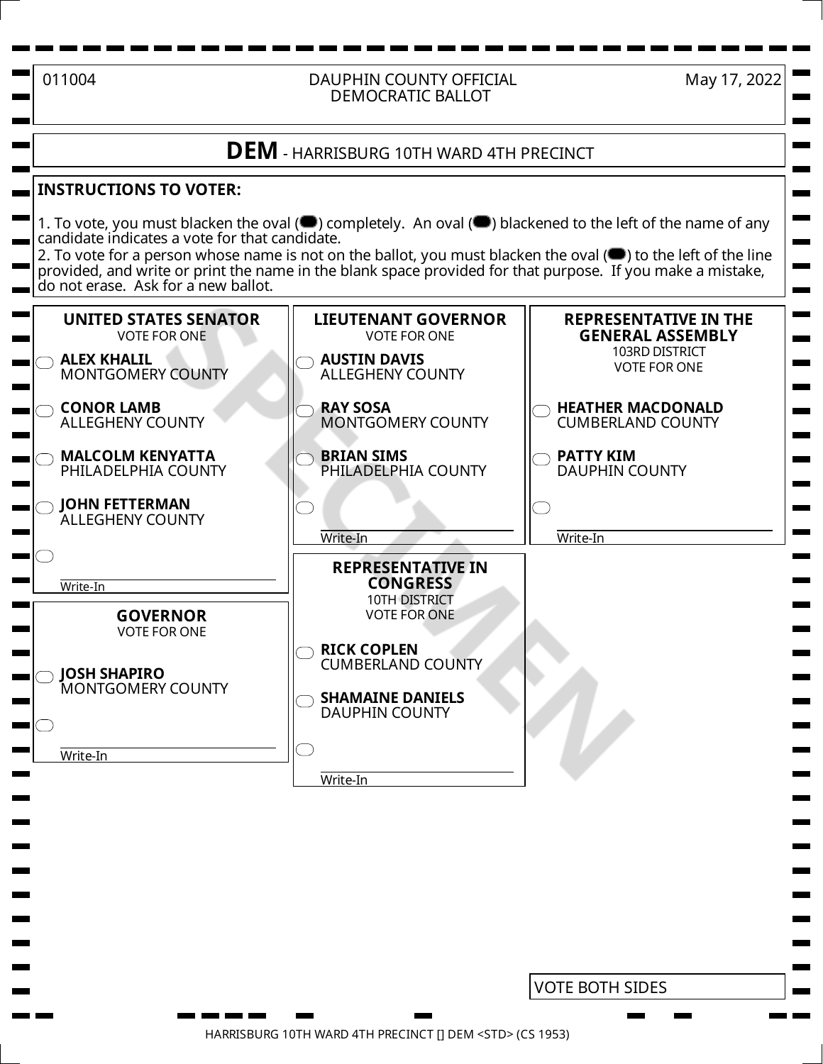011004

DAUPHIN COUNTY OFFICIAL
DEMOCRATIC BALLOT

May 17, 2022

# DEM - HARRISBURG 10TH WARD 4TH PRECINCT

**INSTRUCTIONS TO VOTER:**

1. To vote, you must blacken the oval (⬬) completely. An oval (⬬) blackened to the left of the name of any candidate indicates a vote for that candidate.
2. To vote for a person whose name is not on the ballot, you must blacken the oval (⬬) to the left of the line provided, and write or print the name in the blank space provided for that purpose. If you make a mistake, do not erase. Ask for a new ballot.

## UNITED STATES SENATOR
VOTE FOR ONE

- ⬭ **ALEX KHALIL** MONTGOMERY COUNTY
- ⬭ **CONOR LAMB** ALLEGHENY COUNTY
- ⬭ **MALCOLM KENYATTA** PHILADELPHIA COUNTY
- ⬭ **JOHN FETTERMAN** ALLEGHENY COUNTY
- ⬭ ______________ Write-In

## GOVERNOR
VOTE FOR ONE

- ⬭ **JOSH SHAPIRO** MONTGOMERY COUNTY
- ⬭ ______________ Write-In

## LIEUTENANT GOVERNOR
VOTE FOR ONE

- ⬭ **AUSTIN DAVIS** ALLEGHENY COUNTY
- ⬭ **RAY SOSA** MONTGOMERY COUNTY
- ⬭ **BRIAN SIMS** PHILADELPHIA COUNTY
- ⬭ ______________ Write-In

## REPRESENTATIVE IN CONGRESS
10TH DISTRICT
VOTE FOR ONE

- ⬭ **RICK COPLEN** CUMBERLAND COUNTY
- ⬭ **SHAMAINE DANIELS** DAUPHIN COUNTY
- ⬭ ______________ Write-In

## REPRESENTATIVE IN THE GENERAL ASSEMBLY
103RD DISTRICT
VOTE FOR ONE

- ⬭ **HEATHER MACDONALD** CUMBERLAND COUNTY
- ⬭ **PATTY KIM** DAUPHIN COUNTY
- ⬭ ______________ Write-In

VOTE BOTH SIDES

HARRISBURG 10TH WARD 4TH PRECINCT [] DEM <STD> (CS 1953)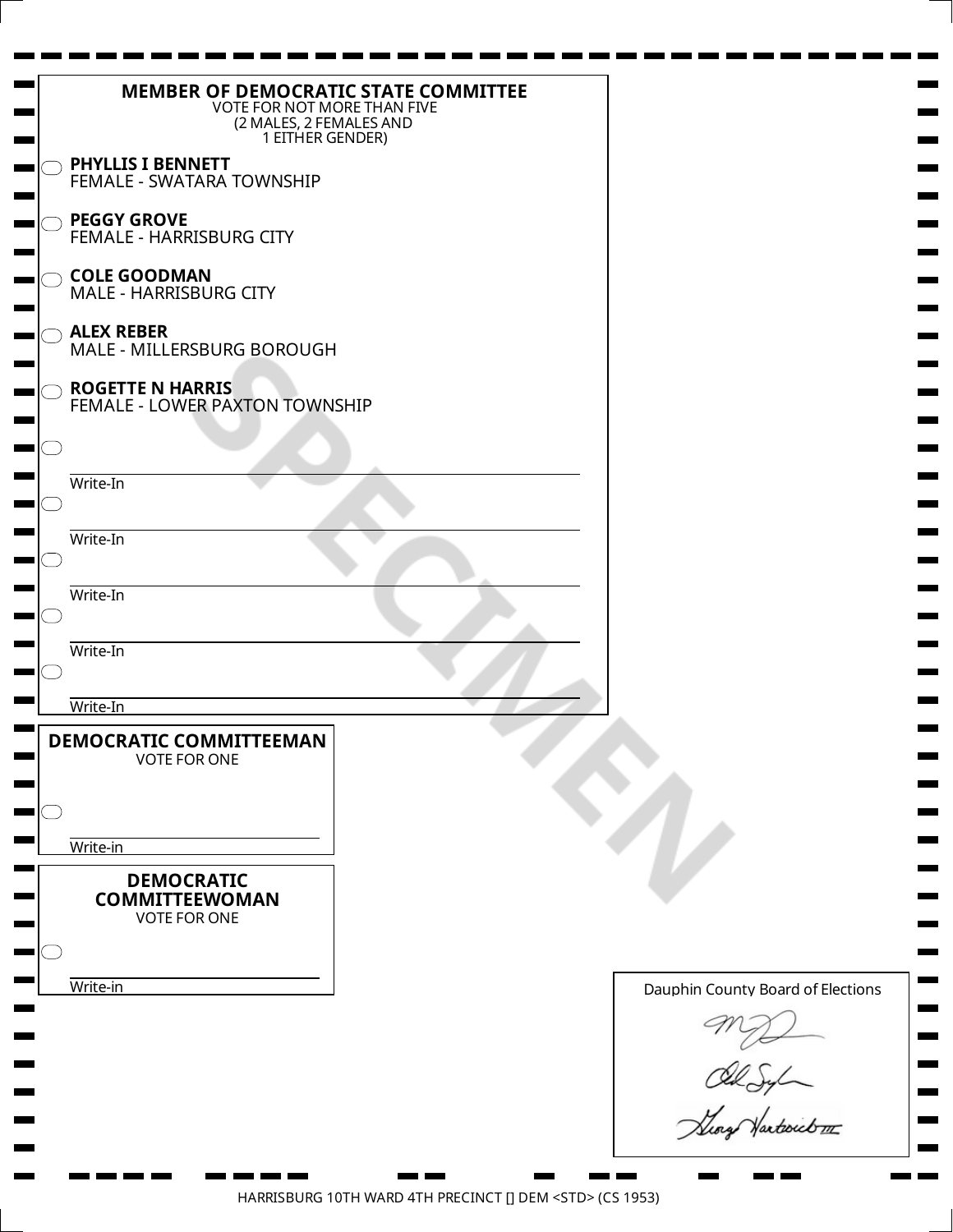## MEMBER OF DEMOCRATIC STATE COMMITTEE

VOTE FOR NOT MORE THAN FIVE
(2 MALES, 2 FEMALES AND
1 EITHER GENDER)

- **PHYLLIS I BENNETT**
  FEMALE - SWATARA TOWNSHIP
- **PEGGY GROVE**
  FEMALE - HARRISBURG CITY
- **COLE GOODMAN**
  MALE - HARRISBURG CITY
- **ALEX REBER**
  MALE - MILLERSBURG BOROUGH
- **ROGETTE N HARRIS**
  FEMALE - LOWER PAXTON TOWNSHIP
- Write-In
- Write-In
- Write-In
- Write-In
- Write-In

## DEMOCRATIC COMMITTEEMAN

VOTE FOR ONE

- Write-in

## DEMOCRATIC COMMITTEEWOMAN

VOTE FOR ONE

- Write-in

Dauphin County Board of Elections

SPECIMEN

HARRISBURG 10TH WARD 4TH PRECINCT [] DEM <STD> (CS 1953)